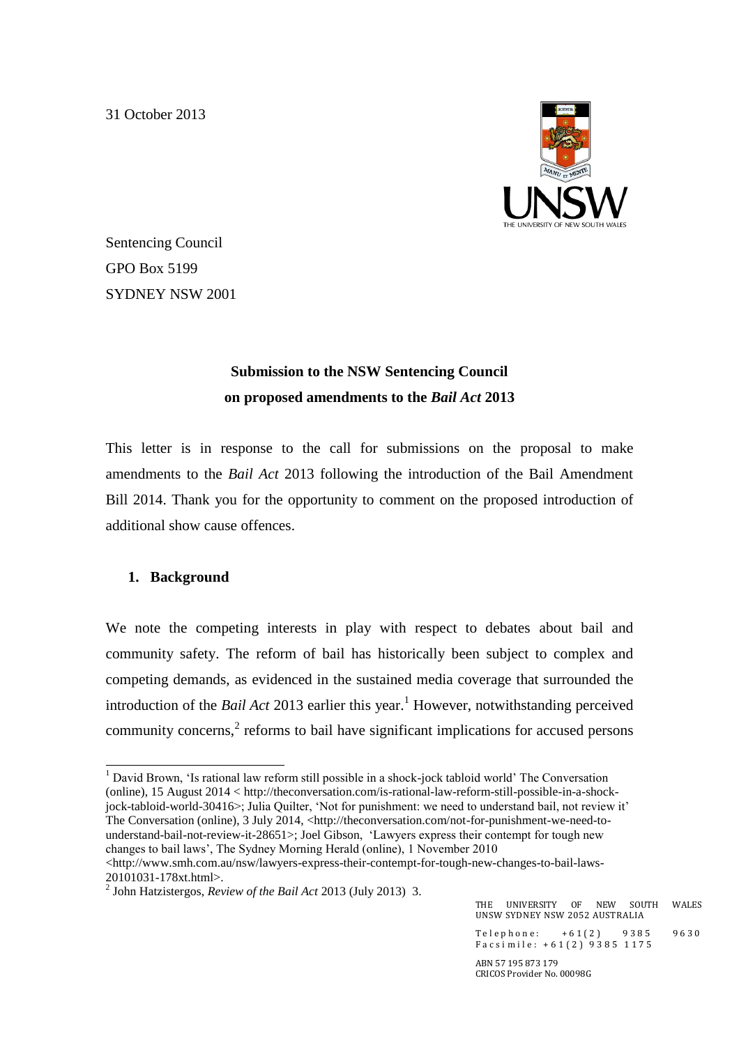31 October 2013

Sentencing Council
GPO Box 5199
SYDNEY NSW 2001

**Submission to the NSW Sentencing Council**
**on proposed amendments to the *Bail Act* 2013**

This letter is in response to the call for submissions on the proposal to make amendments to the *Bail Act* 2013 following the introduction of the Bail Amendment Bill 2014. Thank you for the opportunity to comment on the proposed introduction of additional show cause offences.

## 1. Background

We note the competing interests in play with respect to debates about bail and community safety. The reform of bail has historically been subject to complex and competing demands, as evidenced in the sustained media coverage that surrounded the introduction of the *Bail Act* 2013 earlier this year.[1] However, notwithstanding perceived community concerns,[2] reforms to bail have significant implications for accused persons

---

[1] David Brown, 'Is rational law reform still possible in a shock-jock tabloid world' The Conversation (online), 15 August 2014 < http://theconversation.com/is-rational-law-reform-still-possible-in-a-shock-jock-tabloid-world-30416>; Julia Quilter, 'Not for punishment: we need to understand bail, not review it' The Conversation (online), 3 July 2014, <http://theconversation.com/not-for-punishment-we-need-to-understand-bail-not-review-it-28651>; Joel Gibson, 'Lawyers express their contempt for tough new changes to bail laws', The Sydney Morning Herald (online), 1 November 2010 <http://www.smh.com.au/nsw/lawyers-express-their-contempt-for-tough-new-changes-to-bail-laws-20101031-178xt.html>.

[2] John Hatzistergos, *Review of the Bail Act* 2013 (July 2013) 3.

THE UNIVERSITY OF NEW SOUTH WALES
UNSW SYDNEY NSW 2052 AUSTRALIA

Telephone: +61(2) 9385 9630
Facsimile: +61(2) 9385 1175

ABN 57 195 873 179
CRICOS Provider No. 00098G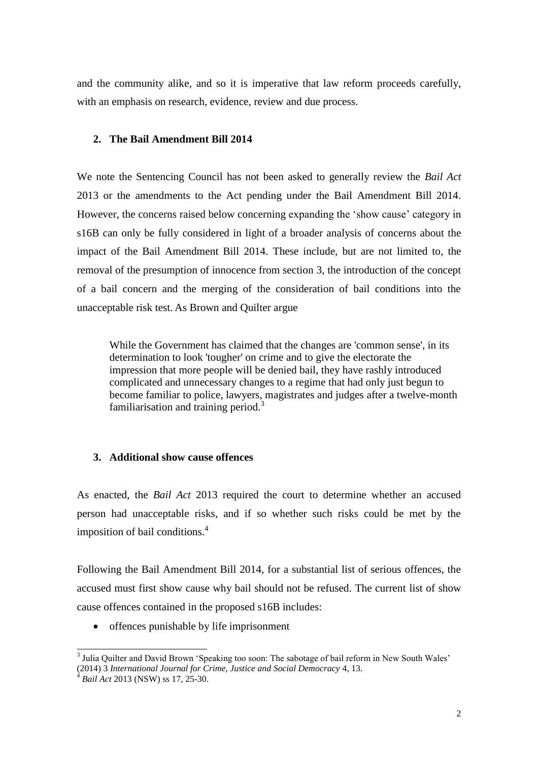and the community alike, and so it is imperative that law reform proceeds carefully, with an emphasis on research, evidence, review and due process.

## 2. The Bail Amendment Bill 2014

We note the Sentencing Council has not been asked to generally review the *Bail Act* 2013 or the amendments to the Act pending under the Bail Amendment Bill 2014. However, the concerns raised below concerning expanding the 'show cause' category in s16B can only be fully considered in light of a broader analysis of concerns about the impact of the Bail Amendment Bill 2014. These include, but are not limited to, the removal of the presumption of innocence from section 3, the introduction of the concept of a bail concern and the merging of the consideration of bail conditions into the unacceptable risk test. As Brown and Quilter argue

> While the Government has claimed that the changes are 'common sense', in its determination to look 'tougher' on crime and to give the electorate the impression that more people will be denied bail, they have rashly introduced complicated and unnecessary changes to a regime that had only just begun to become familiar to police, lawyers, magistrates and judges after a twelve-month familiarisation and training period.[3]

## 3. Additional show cause offences

As enacted, the *Bail Act* 2013 required the court to determine whether an accused person had unacceptable risks, and if so whether such risks could be met by the imposition of bail conditions.[4]

Following the Bail Amendment Bill 2014, for a substantial list of serious offences, the accused must first show cause why bail should not be refused. The current list of show cause offences contained in the proposed s16B includes:

- offences punishable by life imprisonment

---

[3] Julia Quilter and David Brown 'Speaking too soon: The sabotage of bail reform in New South Wales' (2014) 3 *International Journal for Crime, Justice and Social Democracy* 4, 13.

[4] *Bail Act* 2013 (NSW) ss 17, 25-30.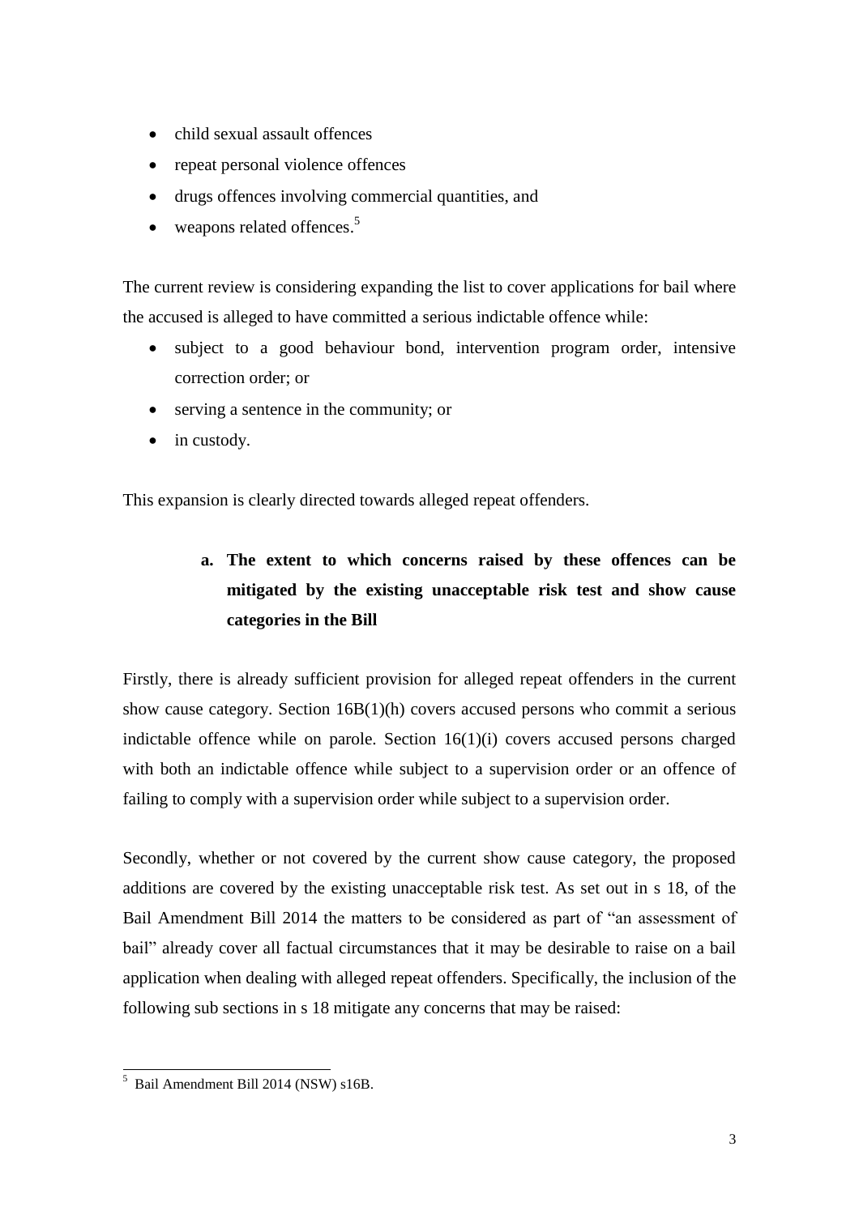- child sexual assault offences
- repeat personal violence offences
- drugs offences involving commercial quantities, and
- weapons related offences.[5]

The current review is considering expanding the list to cover applications for bail where the accused is alleged to have committed a serious indictable offence while:

- subject to a good behaviour bond, intervention program order, intensive correction order; or
- serving a sentence in the community; or
- in custody.

This expansion is clearly directed towards alleged repeat offenders.

**a. The extent to which concerns raised by these offences can be mitigated by the existing unacceptable risk test and show cause categories in the Bill**

Firstly, there is already sufficient provision for alleged repeat offenders in the current show cause category. Section 16B(1)(h) covers accused persons who commit a serious indictable offence while on parole. Section 16(1)(i) covers accused persons charged with both an indictable offence while subject to a supervision order or an offence of failing to comply with a supervision order while subject to a supervision order.

Secondly, whether or not covered by the current show cause category, the proposed additions are covered by the existing unacceptable risk test. As set out in s 18, of the Bail Amendment Bill 2014 the matters to be considered as part of "an assessment of bail" already cover all factual circumstances that it may be desirable to raise on a bail application when dealing with alleged repeat offenders. Specifically, the inclusion of the following sub sections in s 18 mitigate any concerns that may be raised:

---

[5] Bail Amendment Bill 2014 (NSW) s16B.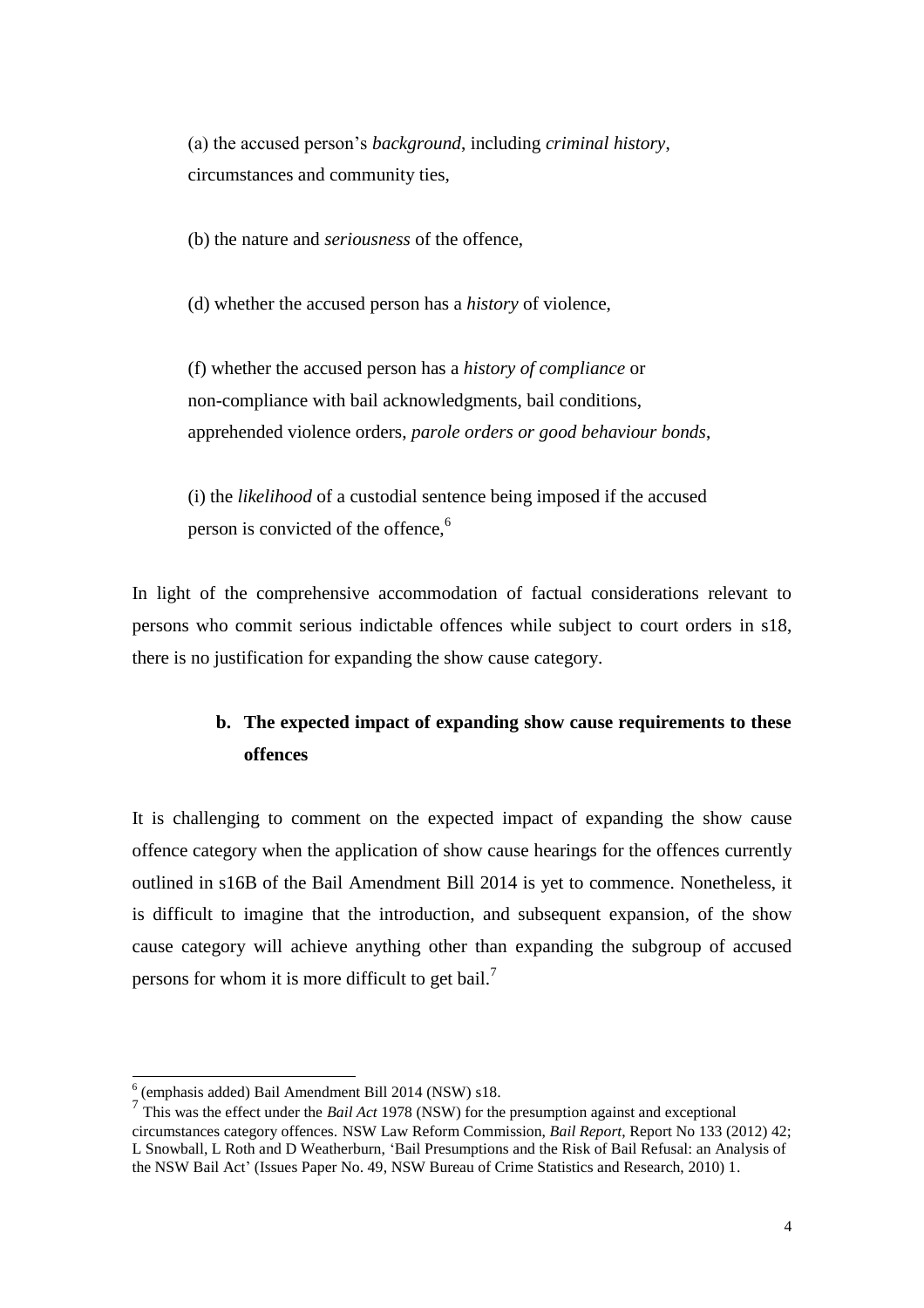(a) the accused person's *background*, including *criminal history*, circumstances and community ties,

(b) the nature and *seriousness* of the offence,

(d) whether the accused person has a *history* of violence,

(f) whether the accused person has a *history of compliance* or non-compliance with bail acknowledgments, bail conditions, apprehended violence orders, *parole orders or good behaviour bonds*,

(i) the *likelihood* of a custodial sentence being imposed if the accused person is convicted of the offence,[6]

In light of the comprehensive accommodation of factual considerations relevant to persons who commit serious indictable offences while subject to court orders in s18, there is no justification for expanding the show cause category.

### b. The expected impact of expanding show cause requirements to these offences

It is challenging to comment on the expected impact of expanding the show cause offence category when the application of show cause hearings for the offences currently outlined in s16B of the Bail Amendment Bill 2014 is yet to commence. Nonetheless, it is difficult to imagine that the introduction, and subsequent expansion, of the show cause category will achieve anything other than expanding the subgroup of accused persons for whom it is more difficult to get bail.[7]

---

[6] (emphasis added) Bail Amendment Bill 2014 (NSW) s18.

[7] This was the effect under the *Bail Act* 1978 (NSW) for the presumption against and exceptional circumstances category offences. NSW Law Reform Commission, *Bail Report*, Report No 133 (2012) 42; L Snowball, L Roth and D Weatherburn, 'Bail Presumptions and the Risk of Bail Refusal: an Analysis of the NSW Bail Act' (Issues Paper No. 49, NSW Bureau of Crime Statistics and Research, 2010) 1.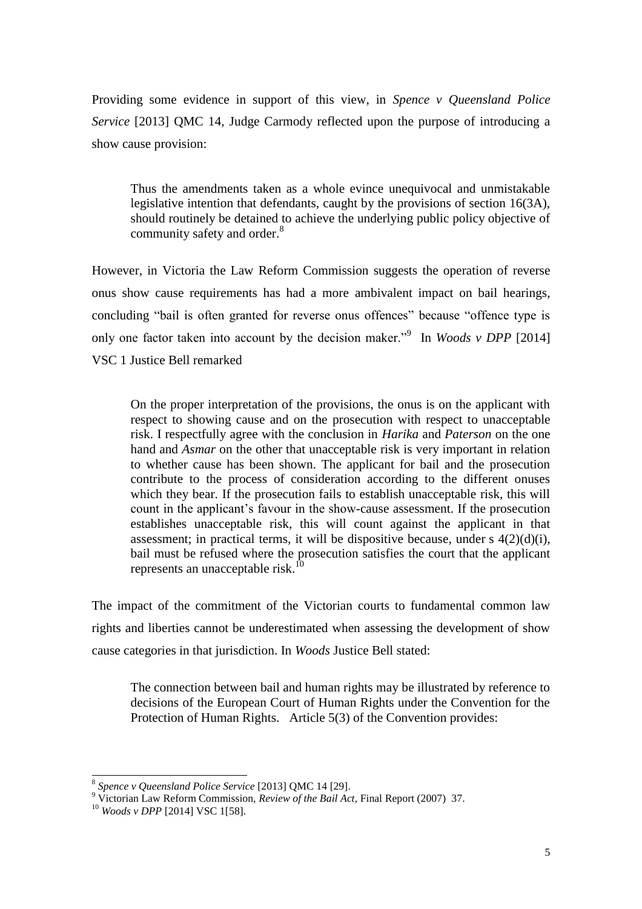Providing some evidence in support of this view, in *Spence v Queensland Police Service* [2013] QMC 14, Judge Carmody reflected upon the purpose of introducing a show cause provision:

> Thus the amendments taken as a whole evince unequivocal and unmistakable legislative intention that defendants, caught by the provisions of section 16(3A), should routinely be detained to achieve the underlying public policy objective of community safety and order.[8]

However, in Victoria the Law Reform Commission suggests the operation of reverse onus show cause requirements has had a more ambivalent impact on bail hearings, concluding "bail is often granted for reverse onus offences" because "offence type is only one factor taken into account by the decision maker."[9] In *Woods v DPP* [2014] VSC 1 Justice Bell remarked

> On the proper interpretation of the provisions, the onus is on the applicant with respect to showing cause and on the prosecution with respect to unacceptable risk. I respectfully agree with the conclusion in *Harika* and *Paterson* on the one hand and *Asmar* on the other that unacceptable risk is very important in relation to whether cause has been shown. The applicant for bail and the prosecution contribute to the process of consideration according to the different onuses which they bear. If the prosecution fails to establish unacceptable risk, this will count in the applicant's favour in the show-cause assessment. If the prosecution establishes unacceptable risk, this will count against the applicant in that assessment; in practical terms, it will be dispositive because, under s 4(2)(d)(i), bail must be refused where the prosecution satisfies the court that the applicant represents an unacceptable risk.[10]

The impact of the commitment of the Victorian courts to fundamental common law rights and liberties cannot be underestimated when assessing the development of show cause categories in that jurisdiction. In *Woods* Justice Bell stated:

> The connection between bail and human rights may be illustrated by reference to decisions of the European Court of Human Rights under the Convention for the Protection of Human Rights. Article 5(3) of the Convention provides:

---

[8] *Spence v Queensland Police Service* [2013] QMC 14 [29].

[9] Victorian Law Reform Commission, *Review of the Bail Act*, Final Report (2007) 37.

[10] *Woods v DPP* [2014] VSC 1[58].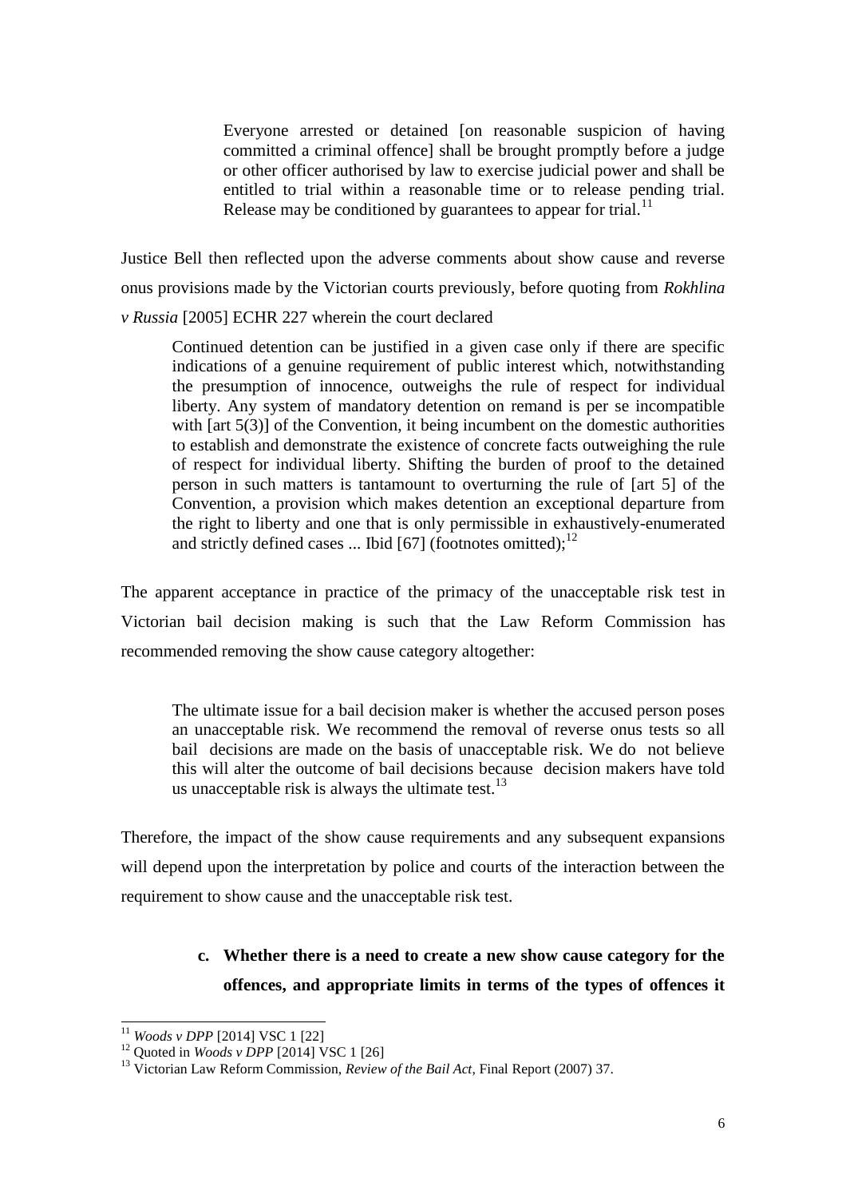> Everyone arrested or detained [on reasonable suspicion of having committed a criminal offence] shall be brought promptly before a judge or other officer authorised by law to exercise judicial power and shall be entitled to trial within a reasonable time or to release pending trial. Release may be conditioned by guarantees to appear for trial.[11]

Justice Bell then reflected upon the adverse comments about show cause and reverse onus provisions made by the Victorian courts previously, before quoting from *Rokhlina v Russia* [2005] ECHR 227 wherein the court declared

> Continued detention can be justified in a given case only if there are specific indications of a genuine requirement of public interest which, notwithstanding the presumption of innocence, outweighs the rule of respect for individual liberty. Any system of mandatory detention on remand is per se incompatible with [art 5(3)] of the Convention, it being incumbent on the domestic authorities to establish and demonstrate the existence of concrete facts outweighing the rule of respect for individual liberty. Shifting the burden of proof to the detained person in such matters is tantamount to overturning the rule of [art 5] of the Convention, a provision which makes detention an exceptional departure from the right to liberty and one that is only permissible in exhaustively-enumerated and strictly defined cases ... Ibid [67] (footnotes omitted);[12]

The apparent acceptance in practice of the primacy of the unacceptable risk test in Victorian bail decision making is such that the Law Reform Commission has recommended removing the show cause category altogether:

> The ultimate issue for a bail decision maker is whether the accused person poses an unacceptable risk. We recommend the removal of reverse onus tests so all bail decisions are made on the basis of unacceptable risk. We do not believe this will alter the outcome of bail decisions because decision makers have told us unacceptable risk is always the ultimate test.[13]

Therefore, the impact of the show cause requirements and any subsequent expansions will depend upon the interpretation by police and courts of the interaction between the requirement to show cause and the unacceptable risk test.

**c. Whether there is a need to create a new show cause category for the offences, and appropriate limits in terms of the types of offences it**

---

[11] *Woods v DPP* [2014] VSC 1 [22]

[12] Quoted in *Woods v DPP* [2014] VSC 1 [26]

[13] Victorian Law Reform Commission, *Review of the Bail Act*, Final Report (2007) 37.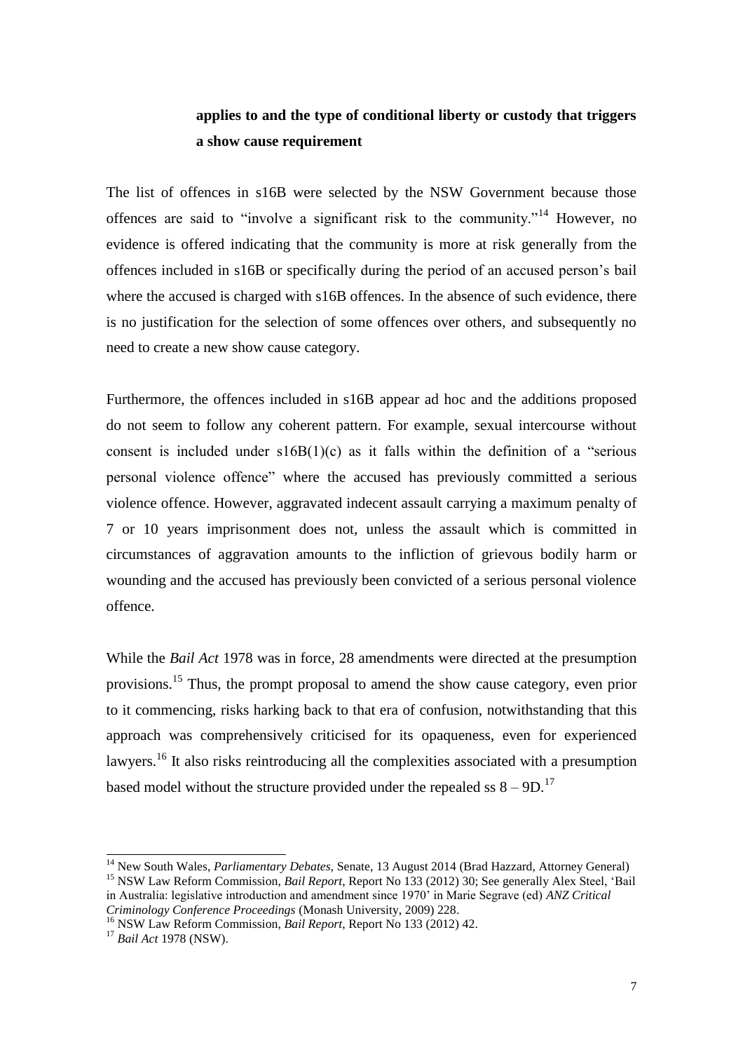**applies to and the type of conditional liberty or custody that triggers a show cause requirement**

The list of offences in s16B were selected by the NSW Government because those offences are said to "involve a significant risk to the community."[14] However, no evidence is offered indicating that the community is more at risk generally from the offences included in s16B or specifically during the period of an accused person's bail where the accused is charged with s16B offences. In the absence of such evidence, there is no justification for the selection of some offences over others, and subsequently no need to create a new show cause category.

Furthermore, the offences included in s16B appear ad hoc and the additions proposed do not seem to follow any coherent pattern. For example, sexual intercourse without consent is included under s16B(1)(c) as it falls within the definition of a "serious personal violence offence" where the accused has previously committed a serious violence offence. However, aggravated indecent assault carrying a maximum penalty of 7 or 10 years imprisonment does not, unless the assault which is committed in circumstances of aggravation amounts to the infliction of grievous bodily harm or wounding and the accused has previously been convicted of a serious personal violence offence.

While the *Bail Act* 1978 was in force, 28 amendments were directed at the presumption provisions.[15] Thus, the prompt proposal to amend the show cause category, even prior to it commencing, risks harking back to that era of confusion, notwithstanding that this approach was comprehensively criticised for its opaqueness, even for experienced lawyers.[16] It also risks reintroducing all the complexities associated with a presumption based model without the structure provided under the repealed ss 8 – 9D.[17]

---

[14] New South Wales, *Parliamentary Debates*, Senate, 13 August 2014 (Brad Hazzard, Attorney General)

[15] NSW Law Reform Commission, *Bail Report*, Report No 133 (2012) 30; See generally Alex Steel, 'Bail in Australia: legislative introduction and amendment since 1970' in Marie Segrave (ed) *ANZ Critical Criminology Conference Proceedings* (Monash University, 2009) 228.

[16] NSW Law Reform Commission, *Bail Report*, Report No 133 (2012) 42.

[17] *Bail Act* 1978 (NSW).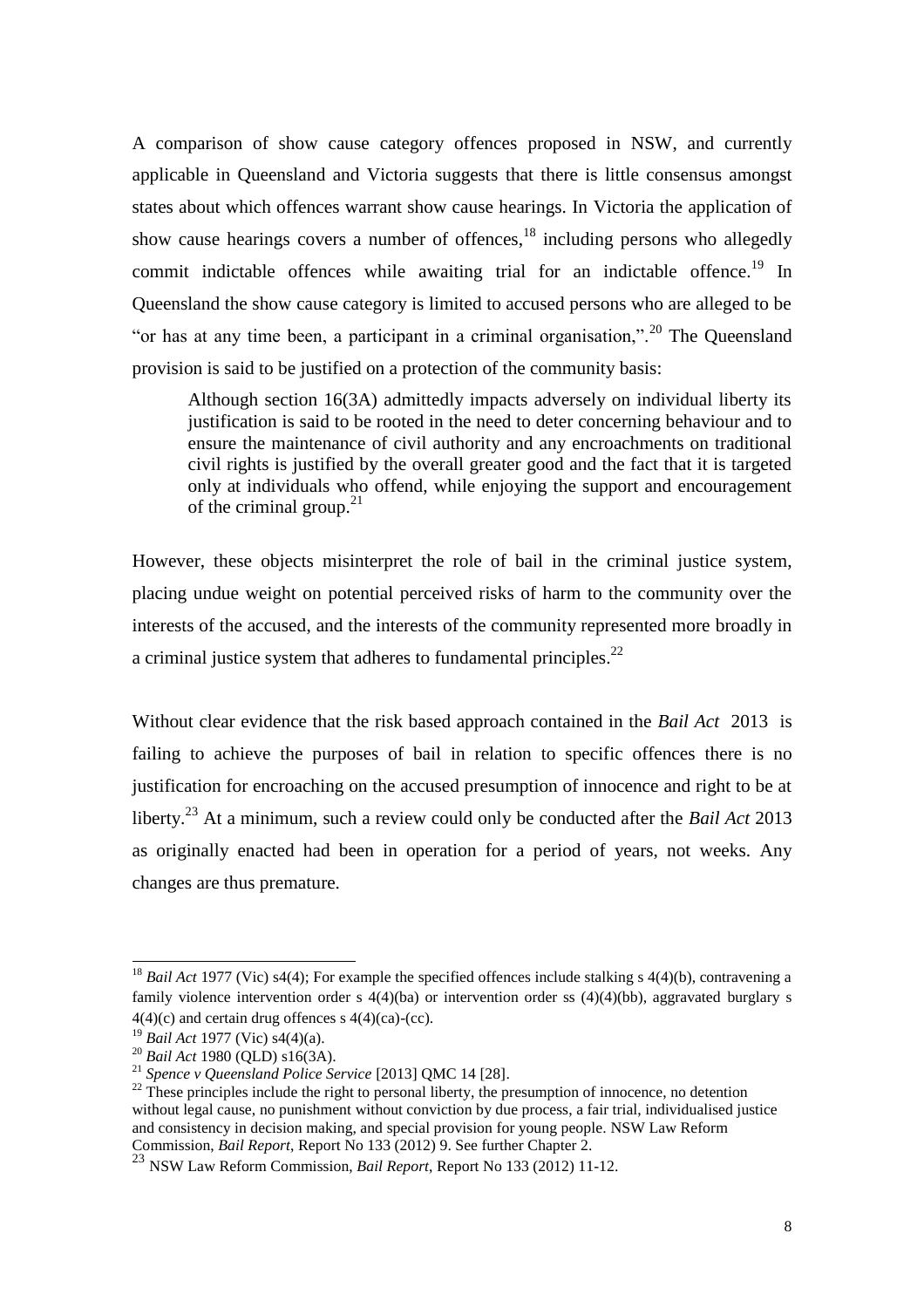A comparison of show cause category offences proposed in NSW, and currently applicable in Queensland and Victoria suggests that there is little consensus amongst states about which offences warrant show cause hearings. In Victoria the application of show cause hearings covers a number of offences,[18] including persons who allegedly commit indictable offences while awaiting trial for an indictable offence.[19] In Queensland the show cause category is limited to accused persons who are alleged to be "or has at any time been, a participant in a criminal organisation,".[20] The Queensland provision is said to be justified on a protection of the community basis:

> Although section 16(3A) admittedly impacts adversely on individual liberty its justification is said to be rooted in the need to deter concerning behaviour and to ensure the maintenance of civil authority and any encroachments on traditional civil rights is justified by the overall greater good and the fact that it is targeted only at individuals who offend, while enjoying the support and encouragement of the criminal group.[21]

However, these objects misinterpret the role of bail in the criminal justice system, placing undue weight on potential perceived risks of harm to the community over the interests of the accused, and the interests of the community represented more broadly in a criminal justice system that adheres to fundamental principles.[22]

Without clear evidence that the risk based approach contained in the *Bail Act* 2013 is failing to achieve the purposes of bail in relation to specific offences there is no justification for encroaching on the accused presumption of innocence and right to be at liberty.[23] At a minimum, such a review could only be conducted after the *Bail Act* 2013 as originally enacted had been in operation for a period of years, not weeks. Any changes are thus premature.

---

[18] *Bail Act* 1977 (Vic) s4(4); For example the specified offences include stalking s 4(4)(b), contravening a family violence intervention order s 4(4)(ba) or intervention order ss (4)(4)(bb), aggravated burglary s 4(4)(c) and certain drug offences s 4(4)(ca)-(cc).

[19] *Bail Act* 1977 (Vic) s4(4)(a).

[20] *Bail Act* 1980 (QLD) s16(3A).

[21] *Spence v Queensland Police Service* [2013] QMC 14 [28].

[22] These principles include the right to personal liberty, the presumption of innocence, no detention without legal cause, no punishment without conviction by due process, a fair trial, individualised justice and consistency in decision making, and special provision for young people. NSW Law Reform Commission, *Bail Report*, Report No 133 (2012) 9. See further Chapter 2.

[23] NSW Law Reform Commission, *Bail Report*, Report No 133 (2012) 11-12.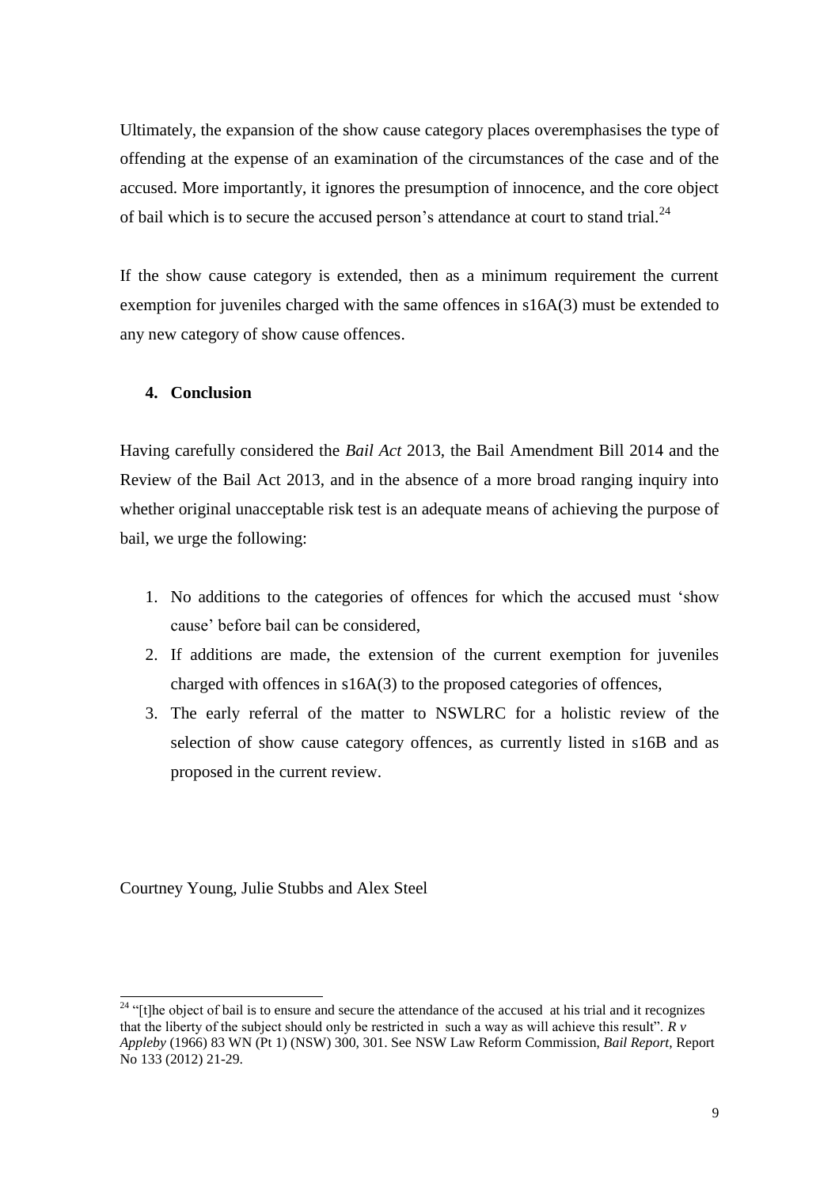Ultimately, the expansion of the show cause category places overemphasises the type of offending at the expense of an examination of the circumstances of the case and of the accused. More importantly, it ignores the presumption of innocence, and the core object of bail which is to secure the accused person's attendance at court to stand trial.[24]

If the show cause category is extended, then as a minimum requirement the current exemption for juveniles charged with the same offences in s16A(3) must be extended to any new category of show cause offences.

## 4. Conclusion

Having carefully considered the *Bail Act* 2013, the Bail Amendment Bill 2014 and the Review of the Bail Act 2013, and in the absence of a more broad ranging inquiry into whether original unacceptable risk test is an adequate means of achieving the purpose of bail, we urge the following:

1. No additions to the categories of offences for which the accused must 'show cause' before bail can be considered,
2. If additions are made, the extension of the current exemption for juveniles charged with offences in s16A(3) to the proposed categories of offences,
3. The early referral of the matter to NSWLRC for a holistic review of the selection of show cause category offences, as currently listed in s16B and as proposed in the current review.

Courtney Young, Julie Stubbs and Alex Steel

[24] "[t]he object of bail is to ensure and secure the attendance of the accused at his trial and it recognizes that the liberty of the subject should only be restricted in such a way as will achieve this result". *R v Appleby* (1966) 83 WN (Pt 1) (NSW) 300, 301. See NSW Law Reform Commission, *Bail Report*, Report No 133 (2012) 21-29.